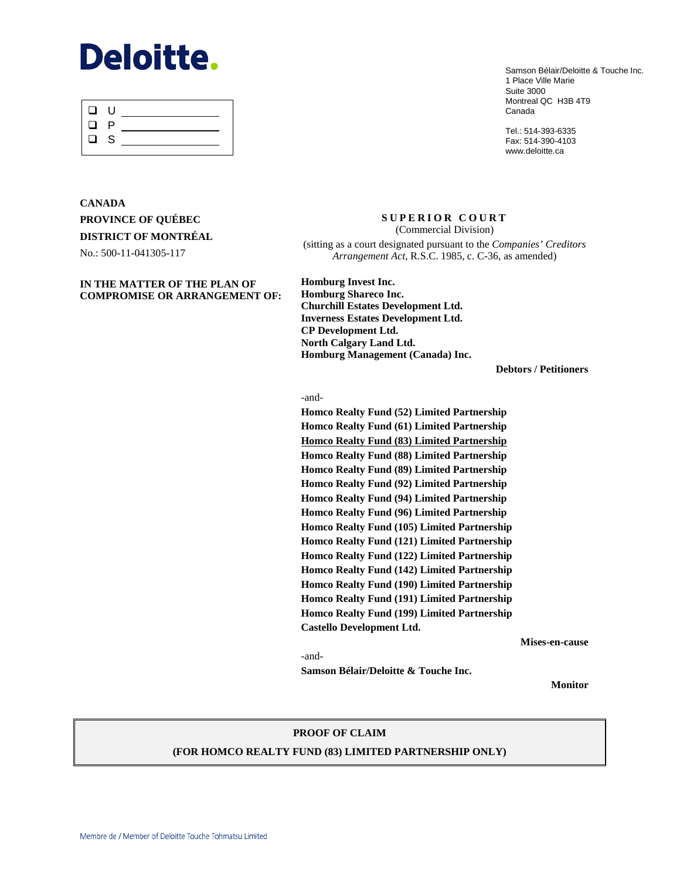Deloitte.

- ❑ U \_\_\_\_\_\_\_\_\_\_\_\_
- ❑ P \_\_\_\_\_\_\_\_\_\_\_\_
- ❑ S \_\_\_\_\_\_\_\_\_\_\_\_

Samson Bélair/Deloitte & Touche Inc.
1 Place Ville Marie
Suite 3000
Montreal QC H3B 4T9
Canada

Tel.: 514-393-6335
Fax: 514-390-4103
www.deloitte.ca

**CANADA**
**PROVINCE OF QUÉBEC**
**DISTRICT OF MONTRÉAL**
No.: 500-11-041305-117

**SUPERIOR COURT**
(Commercial Division)
(sitting as a court designated pursuant to the *Companies' Creditors Arrangement Act*, R.S.C. 1985, c. C-36, as amended)

**IN THE MATTER OF THE PLAN OF COMPROMISE OR ARRANGEMENT OF:**

**Homburg Invest Inc.**
**Homburg Shareco Inc.**
**Churchill Estates Development Ltd.**
**Inverness Estates Development Ltd.**
**CP Development Ltd.**
**North Calgary Land Ltd.**
**Homburg Management (Canada) Inc.**

**Debtors / Petitioners**

-and-

**Homco Realty Fund (52) Limited Partnership**
**Homco Realty Fund (61) Limited Partnership**
**<u>Homco Realty Fund (83) Limited Partnership</u>**
**Homco Realty Fund (88) Limited Partnership**
**Homco Realty Fund (89) Limited Partnership**
**Homco Realty Fund (92) Limited Partnership**
**Homco Realty Fund (94) Limited Partnership**
**Homco Realty Fund (96) Limited Partnership**
**Homco Realty Fund (105) Limited Partnership**
**Homco Realty Fund (121) Limited Partnership**
**Homco Realty Fund (122) Limited Partnership**
**Homco Realty Fund (142) Limited Partnership**
**Homco Realty Fund (190) Limited Partnership**
**Homco Realty Fund (191) Limited Partnership**
**Homco Realty Fund (199) Limited Partnership**
**Castello Development Ltd.**

**Mises-en-cause**

-and-

**Samson Bélair/Deloitte & Touche Inc.**

**Monitor**

**PROOF OF CLAIM**

**(FOR HOMCO REALTY FUND (83) LIMITED PARTNERSHIP ONLY)**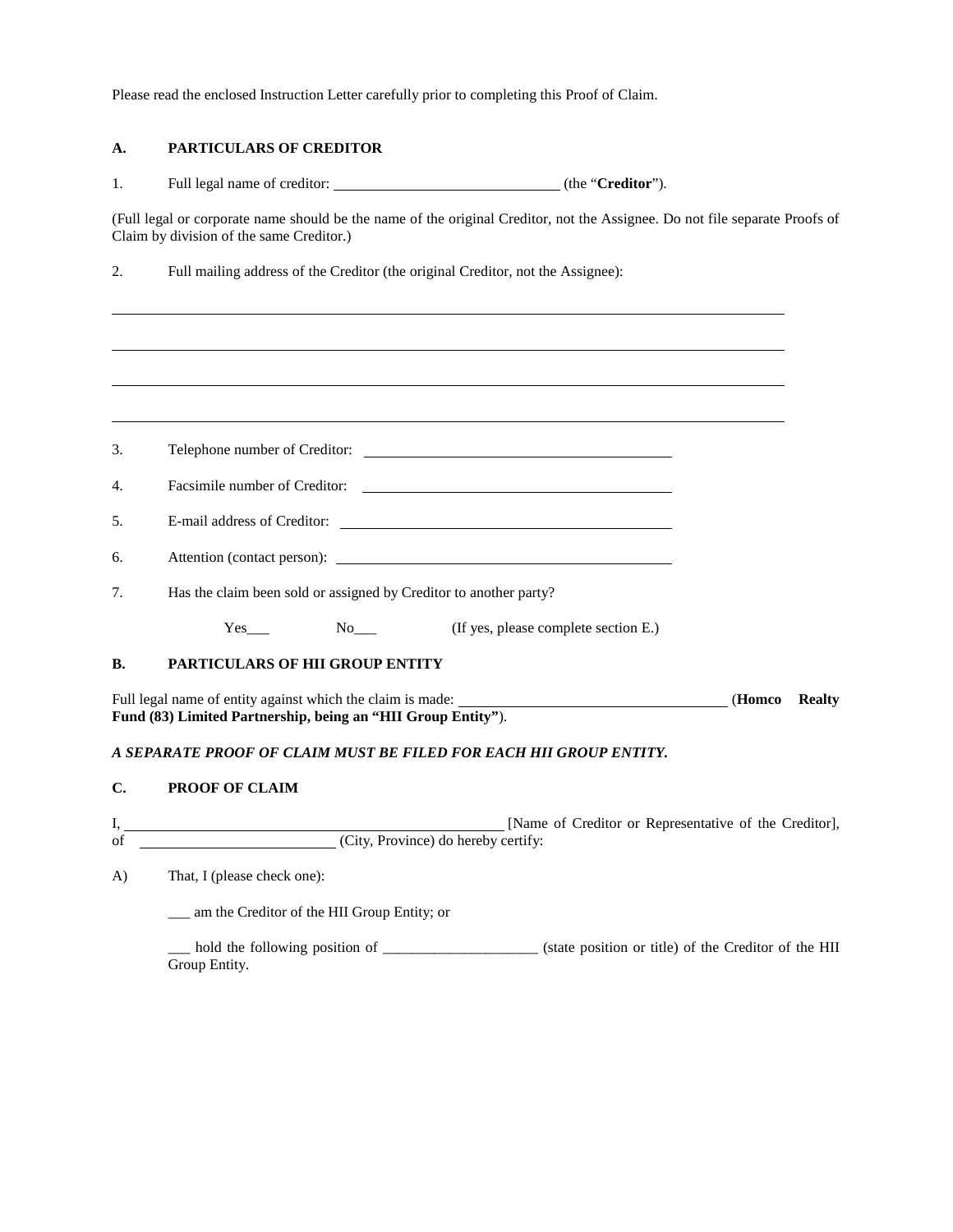Please read the enclosed Instruction Letter carefully prior to completing this Proof of Claim.

## A. PARTICULARS OF CREDITOR

1. Full legal name of creditor: ______________________________ (the "**Creditor**").

(Full legal or corporate name should be the name of the original Creditor, not the Assignee. Do not file separate Proofs of Claim by division of the same Creditor.)

2. Full mailing address of the Creditor (the original Creditor, not the Assignee):

______________________________________________________________________________

______________________________________________________________________________

______________________________________________________________________________

______________________________________________________________________________

3. Telephone number of Creditor: ______________________________

4. Facsimile number of Creditor: ______________________________

5. E-mail address of Creditor: ______________________________

6. Attention (contact person): ______________________________

7. Has the claim been sold or assigned by Creditor to another party?

   Yes___ No___ (If yes, please complete section E.)

## B. PARTICULARS OF HII GROUP ENTITY

Full legal name of entity against which the claim is made: ______________________________ (**Homco Realty Fund (83) Limited Partnership, being an "HII Group Entity"**).

***A SEPARATE PROOF OF CLAIM MUST BE FILED FOR EACH HII GROUP ENTITY.***

## C. PROOF OF CLAIM

I, ______________________________ [Name of Creditor or Representative of the Creditor], of ______________________________ (City, Province) do hereby certify:

A) That, I (please check one):

   ___ am the Creditor of the HII Group Entity; or

   ___ hold the following position of ____________________ (state position or title) of the Creditor of the HII Group Entity.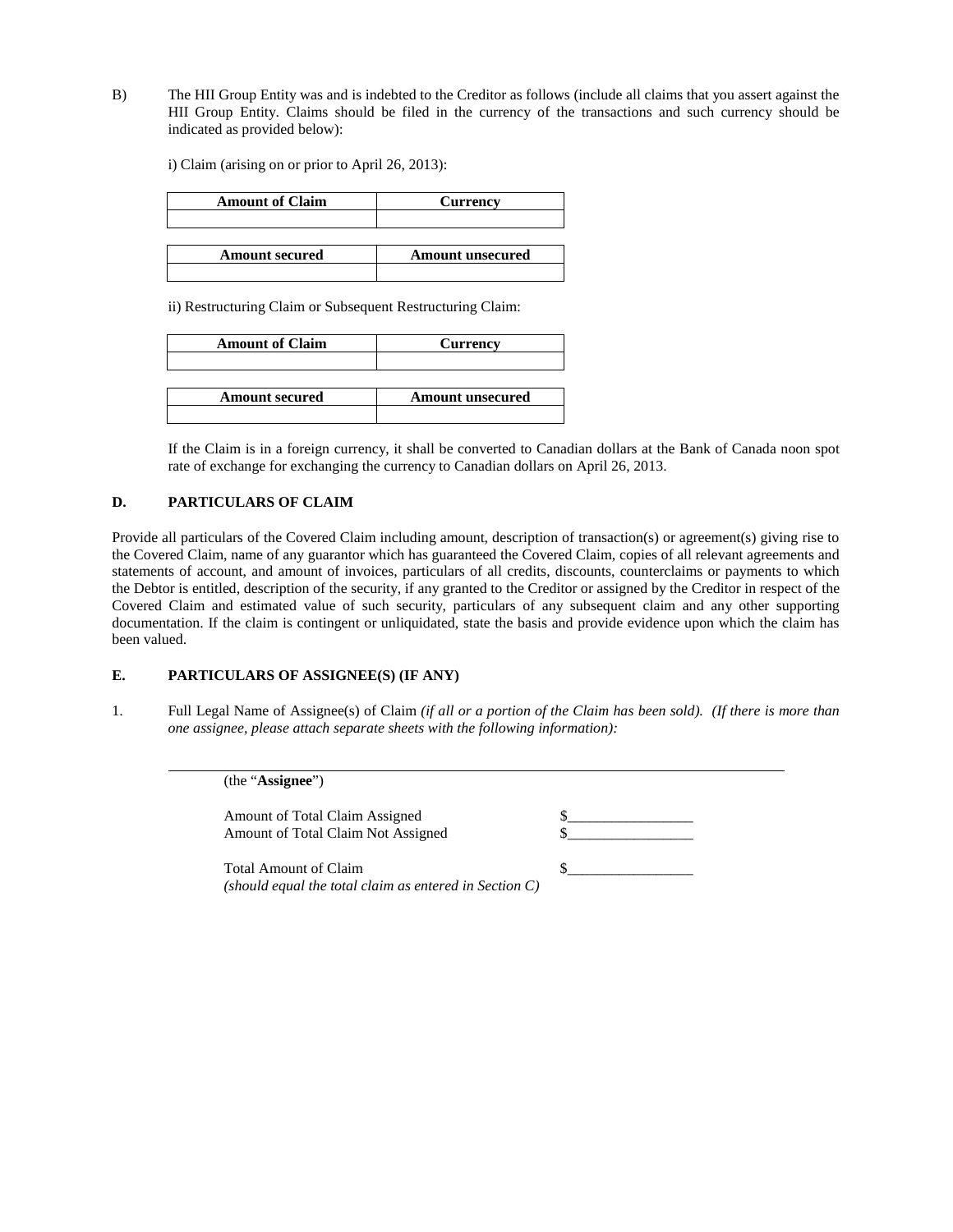B) The HII Group Entity was and is indebted to the Creditor as follows (include all claims that you assert against the HII Group Entity. Claims should be filed in the currency of the transactions and such currency should be indicated as provided below):

i) Claim (arising on or prior to April 26, 2013):

| Amount of Claim | Currency |
| --- | --- |
| | |

| Amount secured | Amount unsecured |
| --- | --- |
| | |

ii) Restructuring Claim or Subsequent Restructuring Claim:

| Amount of Claim | Currency |
| --- | --- |
| | |

| Amount secured | Amount unsecured |
| --- | --- |
| | |

If the Claim is in a foreign currency, it shall be converted to Canadian dollars at the Bank of Canada noon spot rate of exchange for exchanging the currency to Canadian dollars on April 26, 2013.

## D. PARTICULARS OF CLAIM

Provide all particulars of the Covered Claim including amount, description of transaction(s) or agreement(s) giving rise to the Covered Claim, name of any guarantor which has guaranteed the Covered Claim, copies of all relevant agreements and statements of account, and amount of invoices, particulars of all credits, discounts, counterclaims or payments to which the Debtor is entitled, description of the security, if any granted to the Creditor or assigned by the Creditor in respect of the Covered Claim and estimated value of such security, particulars of any subsequent claim and any other supporting documentation. If the claim is contingent or unliquidated, state the basis and provide evidence upon which the claim has been valued.

## E. PARTICULARS OF ASSIGNEE(S) (IF ANY)

1. Full Legal Name of Assignee(s) of Claim *(if all or a portion of the Claim has been sold). (If there is more than one assignee, please attach separate sheets with the following information):*

_______________________________________________

(the "**Assignee**")

Amount of Total Claim Assigned $_________________

Amount of Total Claim Not Assigned $_________________

Total Amount of Claim $_________________

*(should equal the total claim as entered in Section C)*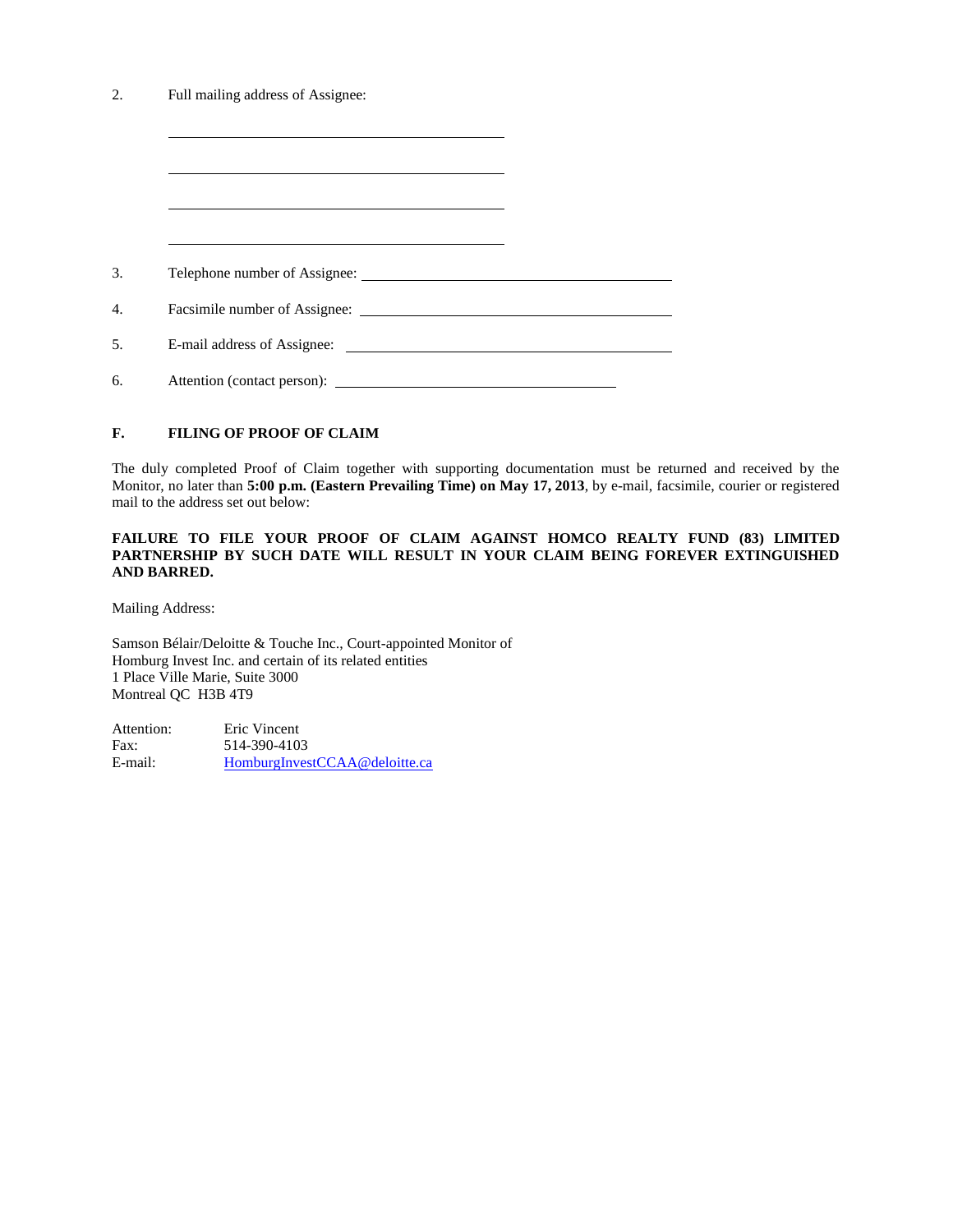2. Full mailing address of Assignee:

\_\_\_\_\_\_\_\_\_\_\_\_\_\_\_\_\_\_\_\_\_\_\_\_\_\_\_\_\_\_\_\_\_\_\_\_\_\_\_\_

\_\_\_\_\_\_\_\_\_\_\_\_\_\_\_\_\_\_\_\_\_\_\_\_\_\_\_\_\_\_\_\_\_\_\_\_\_\_\_\_

\_\_\_\_\_\_\_\_\_\_\_\_\_\_\_\_\_\_\_\_\_\_\_\_\_\_\_\_\_\_\_\_\_\_\_\_\_\_\_\_

\_\_\_\_\_\_\_\_\_\_\_\_\_\_\_\_\_\_\_\_\_\_\_\_\_\_\_\_\_\_\_\_\_\_\_\_\_\_\_\_

3. Telephone number of Assignee: \_\_\_\_\_\_\_\_\_\_\_\_\_\_\_\_\_\_\_\_\_\_\_\_\_\_\_\_\_\_\_\_\_\_\_\_\_\_\_\_

4. Facsimile number of Assignee: \_\_\_\_\_\_\_\_\_\_\_\_\_\_\_\_\_\_\_\_\_\_\_\_\_\_\_\_\_\_\_\_\_\_\_\_\_\_\_\_

5. E-mail address of Assignee: \_\_\_\_\_\_\_\_\_\_\_\_\_\_\_\_\_\_\_\_\_\_\_\_\_\_\_\_\_\_\_\_\_\_\_\_\_\_\_\_

6. Attention (contact person): \_\_\_\_\_\_\_\_\_\_\_\_\_\_\_\_\_\_\_\_\_\_\_\_\_\_\_\_\_\_\_\_\_\_\_\_

## F. FILING OF PROOF OF CLAIM

The duly completed Proof of Claim together with supporting documentation must be returned and received by the Monitor, no later than **5:00 p.m. (Eastern Prevailing Time) on May 17, 2013**, by e-mail, facsimile, courier or registered mail to the address set out below:

**FAILURE TO FILE YOUR PROOF OF CLAIM AGAINST HOMCO REALTY FUND (83) LIMITED PARTNERSHIP BY SUCH DATE WILL RESULT IN YOUR CLAIM BEING FOREVER EXTINGUISHED AND BARRED.**

Mailing Address:

Samson Bélair/Deloitte & Touche Inc., Court-appointed Monitor of
Homburg Invest Inc. and certain of its related entities
1 Place Ville Marie, Suite 3000
Montreal QC H3B 4T9

Attention: Eric Vincent
Fax: 514-390-4103
E-mail: HomburgInvestCCAA@deloitte.ca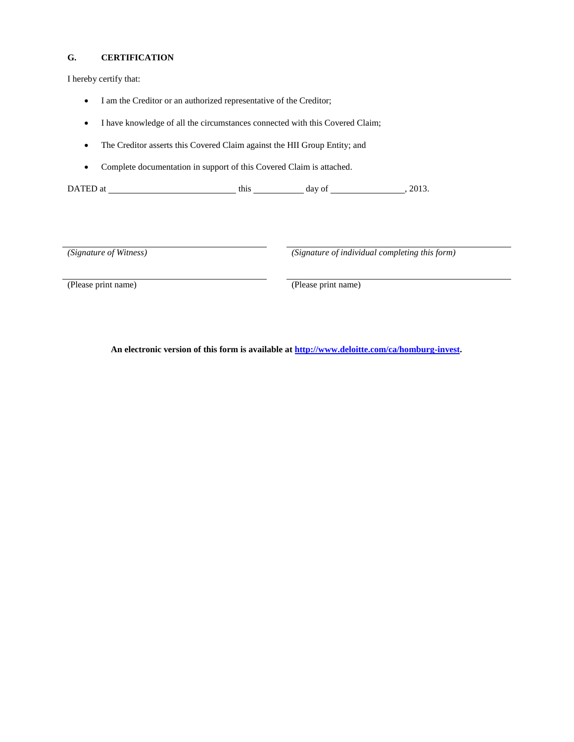## G. CERTIFICATION

I hereby certify that:

- I am the Creditor or an authorized representative of the Creditor;
- I have knowledge of all the circumstances connected with this Covered Claim;
- The Creditor asserts this Covered Claim against the HII Group Entity; and
- Complete documentation in support of this Covered Claim is attached.

DATED at ____________________________ this ___________ day of ________________, 2013.

| | |
|---|---|
| ______________________________ | ______________________________ |
| *(Signature of Witness)* | *(Signature of individual completing this form)* |
| ______________________________ | ______________________________ |
| (Please print name) | (Please print name) |

**An electronic version of this form is available at [http://www.deloitte.com/ca/homburg-invest](http://www.deloitte.com/ca/homburg-invest).**